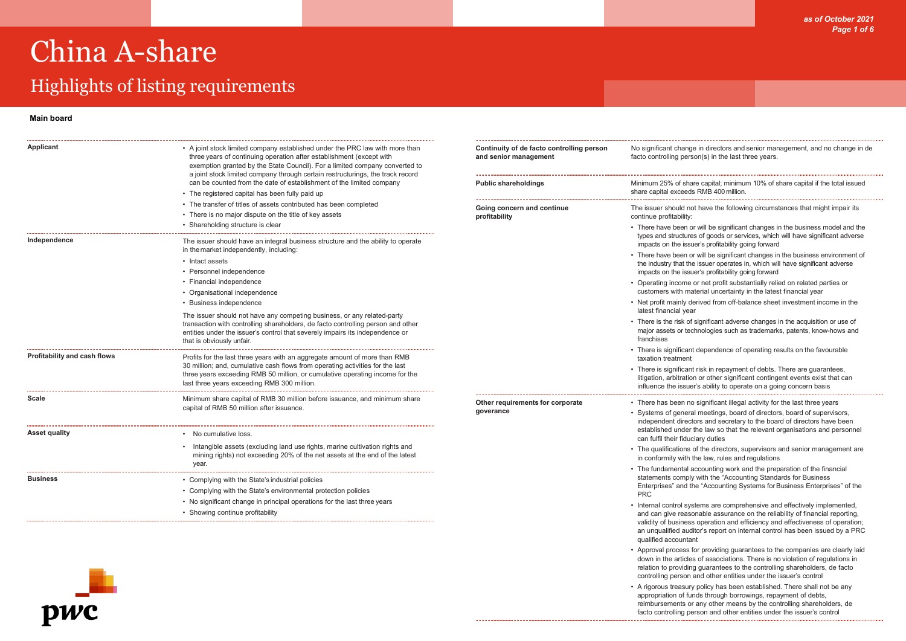# China A-share

## Highlights of listing requirements

**Main board**

| | |
|---|---|
| **Applicant** | • A joint stock limited company established under the PRC law with more than three years of continuing operation after establishment (except with exemption granted by the State Council). For a limited company converted to a joint stock limited company through certain restructurings, the track record can be counted from the date of establishment of the limited company<br>• The registered capital has been fully paid up<br>• The transfer of titles of assets contributed has been completed<br>• There is no major dispute on the title of key assets<br>• Shareholding structure is clear |
| **Independence** | The issuer should have an integral business structure and the ability to operate in the market independently, including:<br>• Intact assets<br>• Personnel independence<br>• Financial independence<br>• Organisational independence<br>• Business independence<br>The issuer should not have any competing business, or any related-party transaction with controlling shareholders, de facto controlling person and other entities under the issuer's control that severely impairs its independence or that is obviously unfair. |
| **Profitability and cash flows** | Profits for the last three years with an aggregate amount of more than RMB 30 million; and, cumulative cash flows from operating activities for the last three years exceeding RMB 50 million, or cumulative operating income for the last three years exceeding RMB 300 million. |
| **Scale** | Minimum share capital of RMB 30 million before issuance, and minimum share capital of RMB 50 million after issuance. |
| **Asset quality** | • No cumulative loss.<br>• Intangible assets (excluding land use rights, marine cultivation rights and mining rights) not exceeding 20% of the net assets at the end of the latest year. |
| **Business** | • Complying with the State's industrial policies<br>• Complying with the State's environmental protection policies<br>• No significant change in principal operations for the last three years<br>• Showing continue profitability |
| **Continuity of de facto controlling person and senior management** | No significant change in directors and senior management, and no change in de facto controlling person(s) in the last three years. |
| **Public shareholdings** | Minimum 25% of share capital; minimum 10% of share capital if the total issued share capital exceeds RMB 400 million. |
| **Going concern and continue profitability** | The issuer should not have the following circumstances that might impair its continue profitability:<br>• There have been or will be significant changes in the business model and the types and structures of goods or services, which will have significant adverse impacts on the issuer's profitability going forward<br>• There have been or will be significant changes in the business environment of the industry that the issuer operates in, which will have significant adverse impacts on the issuer's profitability going forward<br>• Operating income or net profit substantially relied on related parties or customers with material uncertainty in the latest financial year<br>• Net profit mainly derived from off-balance sheet investment income in the latest financial year<br>• There is the risk of significant adverse changes in the acquisition or use of major assets or technologies such as trademarks, patents, know-hows and franchises<br>• There is significant dependence of operating results on the favourable taxation treatment<br>• There is significant risk in repayment of debts. There are guarantees, litigation, arbitration or other significant contingent events exist that can influence the issuer's ability to operate on a going concern basis |
| **Other requirements for corporate goverance** | • There has been no significant illegal activity for the last three years<br>• Systems of general meetings, board of directors, board of supervisors, independent directors and secretary to the board of directors have been established under the law so that the relevant organisations and personnel can fulfil their fiduciary duties<br>• The qualifications of the directors, supervisors and senior management are in conformity with the law, rules and regulations<br>• The fundamental accounting work and the preparation of the financial statements comply with the "Accounting Standards for Business Enterprises" and the "Accounting Systems for Business Enterprises" of the PRC<br>• Internal control systems are comprehensive and effectively implemented, and can give reasonable assurance on the reliability of financial reporting, validity of business operation and efficiency and effectiveness of operation; an unqualified auditor's report on internal control has been issued by a PRC qualified accountant<br>• Approval process for providing guarantees to the companies are clearly laid down in the articles of associations. There is no violation of regulations in relation to providing guarantees to the controlling shareholders, de facto controlling person and other entities under the issuer's control<br>• A rigorous treasury policy has been established. There shall not be any appropriation of funds through borrowings, repayment of debts, reimbursements or any other means by the controlling shareholders, de facto controlling person and other entities under the issuer's control |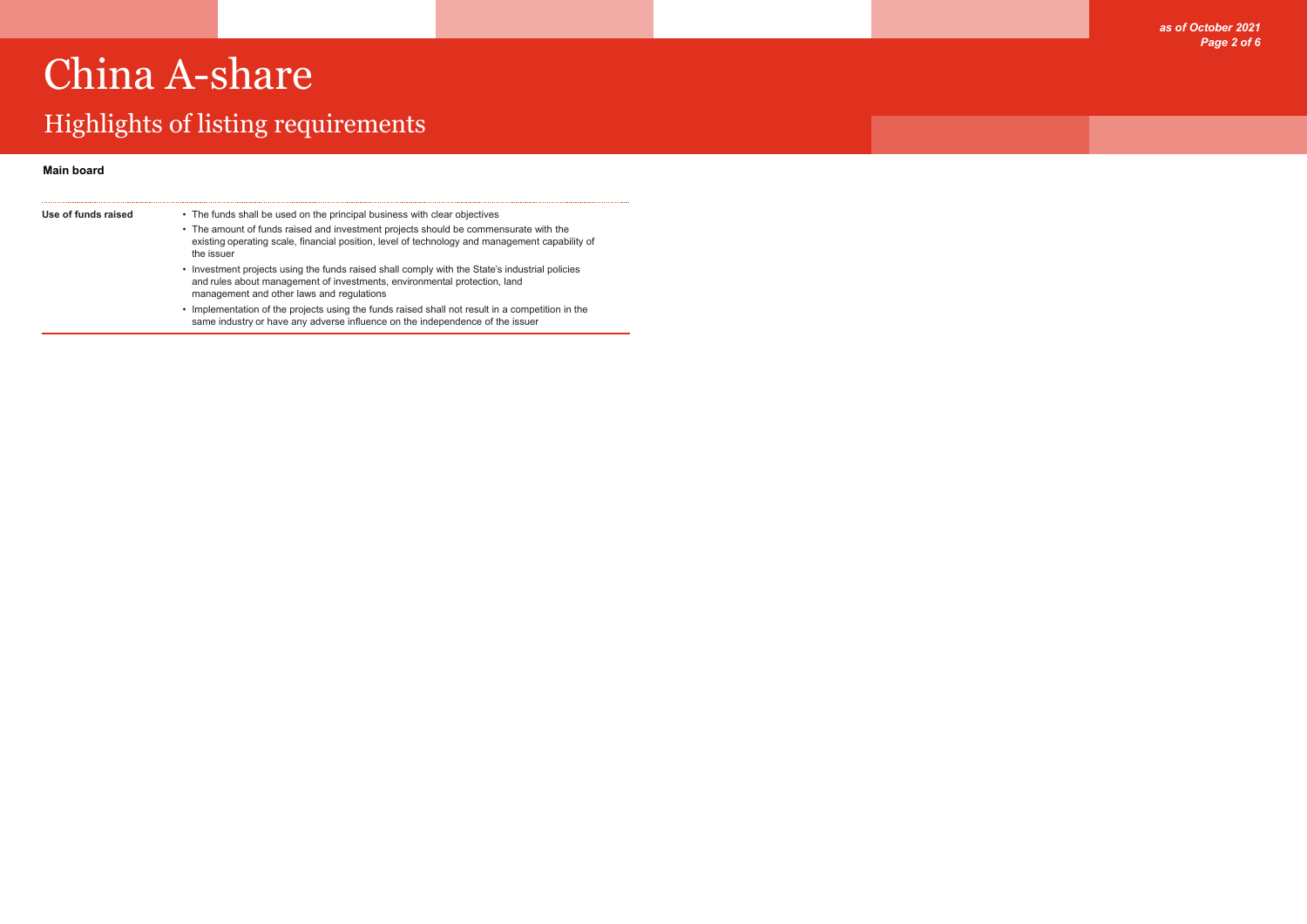# China A-share

## Highlights of listing requirements

**Main board**

| | |
|---|---|
| **Use of funds raised** | • The funds shall be used on the principal business with clear objectives<br>• The amount of funds raised and investment projects should be commensurate with the existing operating scale, financial position, level of technology and management capability of the issuer<br>• Investment projects using the funds raised shall comply with the State's industrial policies and rules about management of investments, environmental protection, land management and other laws and regulations<br>• Implementation of the projects using the funds raised shall not result in a competition in the same industry or have any adverse influence on the independence of the issuer |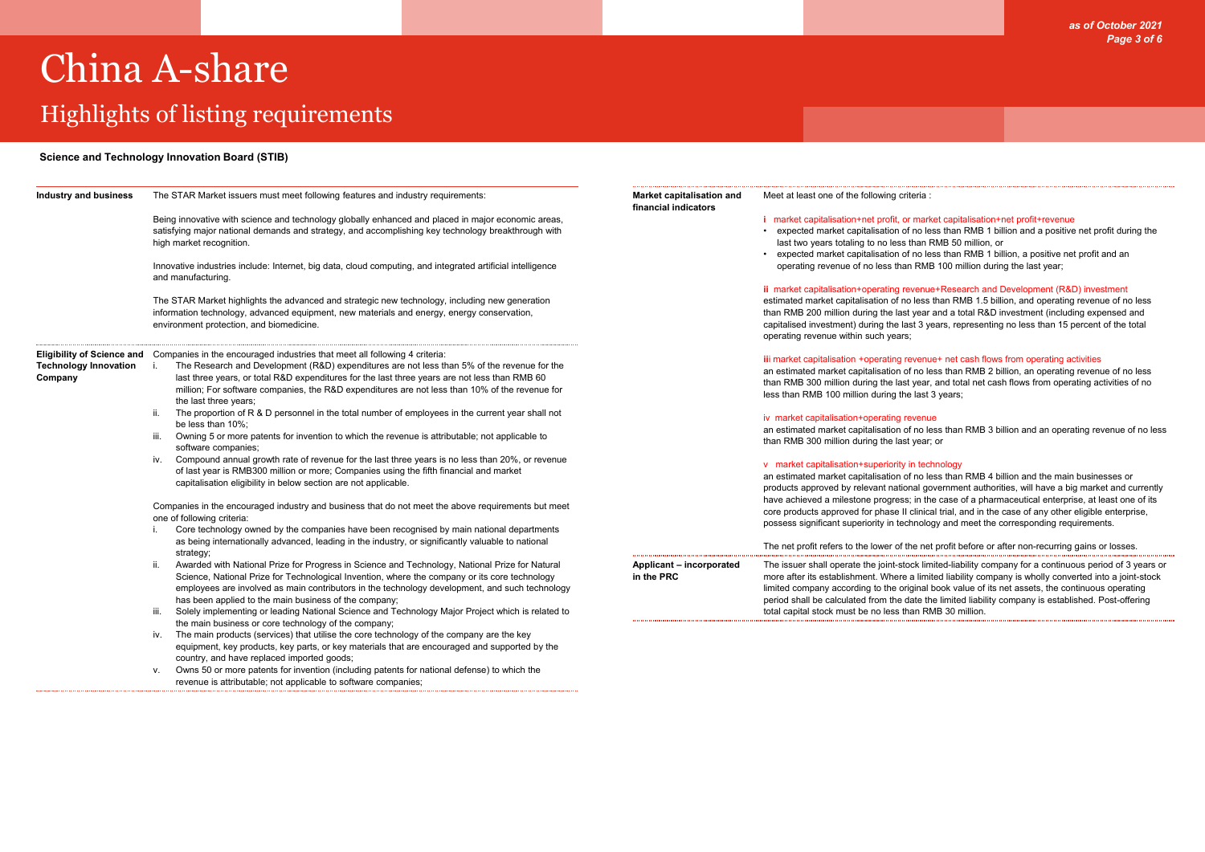# China A-share

## Highlights of listing requirements

### Science and Technology Innovation Board (STIB)

**Industry and business**

The STAR Market issuers must meet following features and industry requirements:

Being innovative with science and technology globally enhanced and placed in major economic areas, satisfying major national demands and strategy, and accomplishing key technology breakthrough with high market recognition.

Innovative industries include: Internet, big data, cloud computing, and integrated artificial intelligence and manufacturing.

The STAR Market highlights the advanced and strategic new technology, including new generation information technology, advanced equipment, new materials and energy, energy conservation, environment protection, and biomedicine.

**Eligibility of Science and Technology Innovation Company**

Companies in the encouraged industries that meet all following 4 criteria:

i. The Research and Development (R&D) expenditures are not less than 5% of the revenue for the last three years, or total R&D expenditures for the last three years are not less than RMB 60 million; For software companies, the R&D expenditures are not less than 10% of the revenue for the last three years;
ii. The proportion of R & D personnel in the total number of employees in the current year shall not be less than 10%;
iii. Owning 5 or more patents for invention to which the revenue is attributable; not applicable to software companies;
iv. Compound annual growth rate of revenue for the last three years is no less than 20%, or revenue of last year is RMB300 million or more; Companies using the fifth financial and market capitalisation eligibility in below section are not applicable.

Companies in the encouraged industry and business that do not meet the above requirements but meet one of following criteria:

i. Core technology owned by the companies have been recognised by main national departments as being internationally advanced, leading in the industry, or significantly valuable to national strategy;
ii. Awarded with National Prize for Progress in Science and Technology, National Prize for Natural Science, National Prize for Technological Invention, where the company or its core technology employees are involved as main contributors in the technology development, and such technology has been applied to the main business of the company;
iii. Solely implementing or leading National Science and Technology Major Project which is related to the main business or core technology of the company;
iv. The main products (services) that utilise the core technology of the company are the key equipment, key products, key parts, or key materials that are encouraged and supported by the country, and have replaced imported goods;
v. Owns 50 or more patents for invention (including patents for national defense) to which the revenue is attributable; not applicable to software companies;

**Market capitalisation and financial indicators**

Meet at least one of the following criteria :

**i** market capitalisation+net profit, or market capitalisation+net profit+revenue

- expected market capitalisation of no less than RMB 1 billion and a positive net profit during the last two years totaling to no less than RMB 50 million, or
- expected market capitalisation of no less than RMB 1 billion, a positive net profit and an operating revenue of no less than RMB 100 million during the last year;

**ii** market capitalisation+operating revenue+Research and Development (R&D) investment

estimated market capitalisation of no less than RMB 1.5 billion, and operating revenue of no less than RMB 200 million during the last year and a total R&D investment (including expensed and capitalised investment) during the last 3 years, representing no less than 15 percent of the total operating revenue within such years;

**iii** market capitalisation +operating revenue+ net cash flows from operating activities

an estimated market capitalisation of no less than RMB 2 billion, an operating revenue of no less than RMB 300 million during the last year, and total net cash flows from operating activities of no less than RMB 100 million during the last 3 years;

iv market capitalisation+operating revenue

an estimated market capitalisation of no less than RMB 3 billion and an operating revenue of no less than RMB 300 million during the last year; or

v market capitalisation+superiority in technology

an estimated market capitalisation of no less than RMB 4 billion and the main businesses or products approved by relevant national government authorities, will have a big market and currently have achieved a milestone progress; in the case of a pharmaceutical enterprise, at least one of its core products approved for phase II clinical trial, and in the case of any other eligible enterprise, possess significant superiority in technology and meet the corresponding requirements.

The net profit refers to the lower of the net profit before or after non-recurring gains or losses.

**Applicant – incorporated in the PRC**

The issuer shall operate the joint-stock limited-liability company for a continuous period of 3 years or more after its establishment. Where a limited liability company is wholly converted into a joint-stock limited company according to the original book value of its net assets, the continuous operating period shall be calculated from the date the limited liability company is established. Post-offering total capital stock must be no less than RMB 30 million.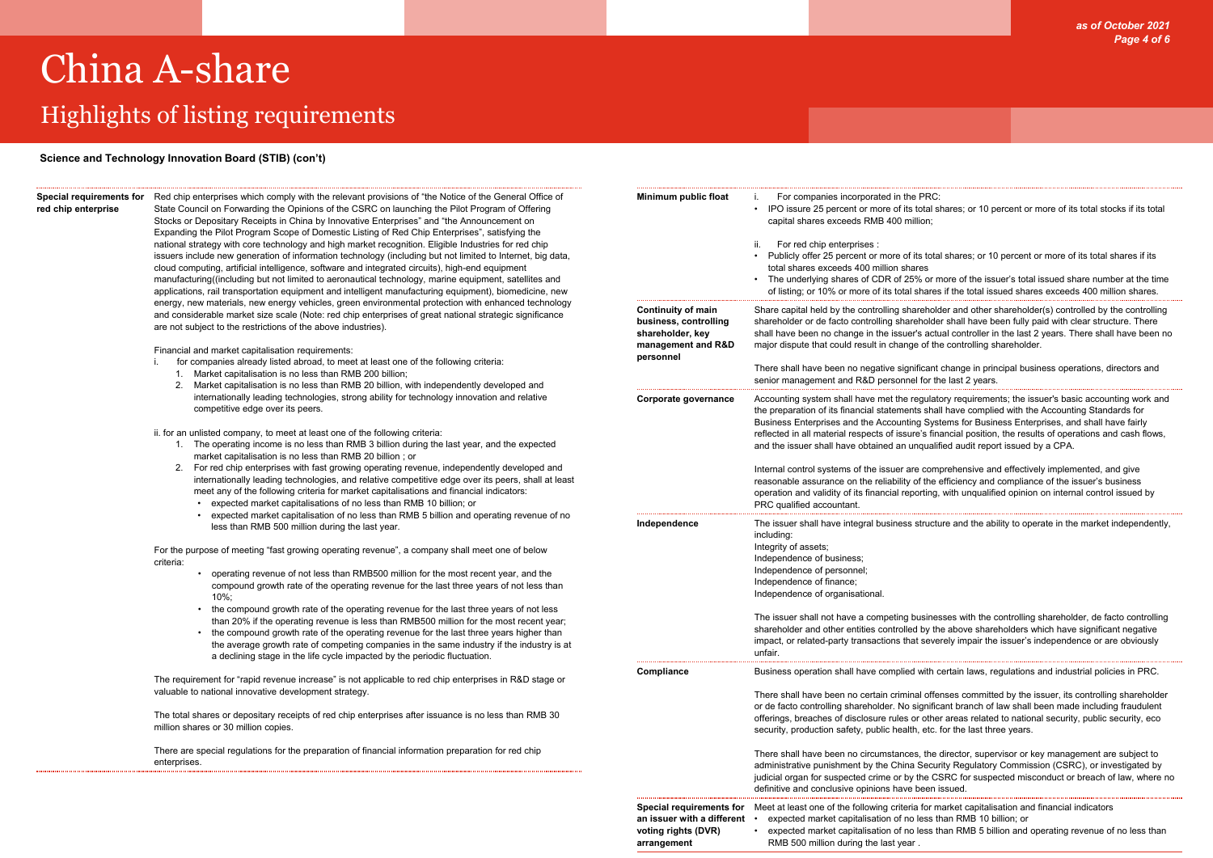# China A-share

## Highlights of listing requirements

### Science and Technology Innovation Board (STIB) (con't)

**Special requirements for red chip enterprise**

Red chip enterprises which comply with the relevant provisions of "the Notice of the General Office of State Council on Forwarding the Opinions of the CSRC on launching the Pilot Program of Offering Stocks or Depositary Receipts in China by Innovative Enterprises" and "the Announcement on Expanding the Pilot Program Scope of Domestic Listing of Red Chip Enterprises", satisfying the national strategy with core technology and high market recognition. Eligible Industries for red chip issuers include new generation of information technology (including but not limited to Internet, big data, cloud computing, artificial intelligence, software and integrated circuits), high-end equipment manufacturing((including but not limited to aeronautical technology, marine equipment, satellites and applications, rail transportation equipment and intelligent manufacturing equipment), biomedicine, new energy, new materials, new energy vehicles, green environmental protection with enhanced technology and considerable market size scale (Note: red chip enterprises of great national strategic significance are not subject to the restrictions of the above industries).

Financial and market capitalisation requirements:

i. for companies already listed abroad, to meet at least one of the following criteria:
   1. Market capitalisation is no less than RMB 200 billion;
   2. Market capitalisation is no less than RMB 20 billion, with independently developed and internationally leading technologies, strong ability for technology innovation and relative competitive edge over its peers.

ii. for an unlisted company, to meet at least one of the following criteria:
   1. The operating income is no less than RMB 3 billion during the last year, and the expected market capitalisation is no less than RMB 20 billion ; or
   2. For red chip enterprises with fast growing operating revenue, independently developed and internationally leading technologies, and relative competitive edge over its peers, shall at least meet any of the following criteria for market capitalisations and financial indicators:
      - expected market capitalisations of no less than RMB 10 billion; or
      - expected market capitalisation of no less than RMB 5 billion and operating revenue of no less than RMB 500 million during the last year.

For the purpose of meeting "fast growing operating revenue", a company shall meet one of below criteria:

- operating revenue of not less than RMB500 million for the most recent year, and the compound growth rate of the operating revenue for the last three years of not less than 10%;
- the compound growth rate of the operating revenue for the last three years of not less than 20% if the operating revenue is less than RMB500 million for the most recent year;
- the compound growth rate of the operating revenue for the last three years higher than the average growth rate of competing companies in the same industry if the industry is at a declining stage in the life cycle impacted by the periodic fluctuation.

The requirement for "rapid revenue increase" is not applicable to red chip enterprises in R&D stage or valuable to national innovative development strategy.

The total shares or depositary receipts of red chip enterprises after issuance is no less than RMB 30 million shares or 30 million copies.

There are special regulations for the preparation of financial information preparation for red chip enterprises.

**Minimum public float**

i. For companies incorporated in the PRC:
- IPO issure 25 percent or more of its total shares; or 10 percent or more of its total stocks if its total capital shares exceeds RMB 400 million;

ii. For red chip enterprises :
- Publicly offer 25 percent or more of its total shares; or 10 percent or more of its total shares if its total shares exceeds 400 million shares
- The underlying shares of CDR of 25% or more of the issuer's total issued share number at the time of listing; or 10% or more of its total shares if the total issued shares exceeds 400 million shares.

**Continuity of main business, controlling shareholder, key management and R&D personnel**

Share capital held by the controlling shareholder and other shareholder(s) controlled by the controlling shareholder or de facto controlling shareholder shall have been fully paid with clear structure. There shall have been no change in the issuer's actual controller in the last 2 years. There shall have been no major dispute that could result in change of the controlling shareholder.

There shall have been no negative significant change in principal business operations, directors and senior management and R&D personnel for the last 2 years.

**Corporate governance**

Accounting system shall have met the regulatory requirements; the issuer's basic accounting work and the preparation of its financial statements shall have complied with the Accounting Standards for Business Enterprises and the Accounting Systems for Business Enterprises, and shall have fairly reflected in all material respects of issure's financial position, the results of operations and cash flows, and the issuer shall have obtained an unqualified audit report issued by a CPA.

Internal control systems of the issuer are comprehensive and effectively implemented, and give reasonable assurance on the reliability of the efficiency and compliance of the issuer's business operation and validity of its financial reporting, with unqualified opinion on internal control issued by PRC qualified accountant.

**Independence**

The issuer shall have integral business structure and the ability to operate in the market independently, including:
Integrity of assets;
Independence of business;
Independence of personnel;
Independence of finance;
Independence of organisational.

The issuer shall not have a competing businesses with the controlling shareholder, de facto controlling shareholder and other entities controlled by the above shareholders which have significant negative impact, or related-party transactions that severely impair the issuer's independence or are obviously unfair.

**Compliance**

Business operation shall have complied with certain laws, regulations and industrial policies in PRC.

There shall have been no certain criminal offenses committed by the issuer, its controlling shareholder or de facto controlling shareholder. No significant branch of law shall been made including fraudulent offerings, breaches of disclosure rules or other areas related to national security, public security, eco security, production safety, public health, etc. for the last three years.

There shall have been no circumstances, the director, supervisor or key management are subject to administrative punishment by the China Security Regulatory Commission (CSRC), or investigated by judicial organ for suspected crime or by the CSRC for suspected misconduct or breach of law, where no definitive and conclusive opinions have been issued.

**Special requirements for an issuer with a different voting rights (DVR) arrangement**

Meet at least one of the following criteria for market capitalisation and financial indicators
- expected market capitalisation of no less than RMB 10 billion; or
- expected market capitalisation of no less than RMB 5 billion and operating revenue of no less than RMB 500 million during the last year .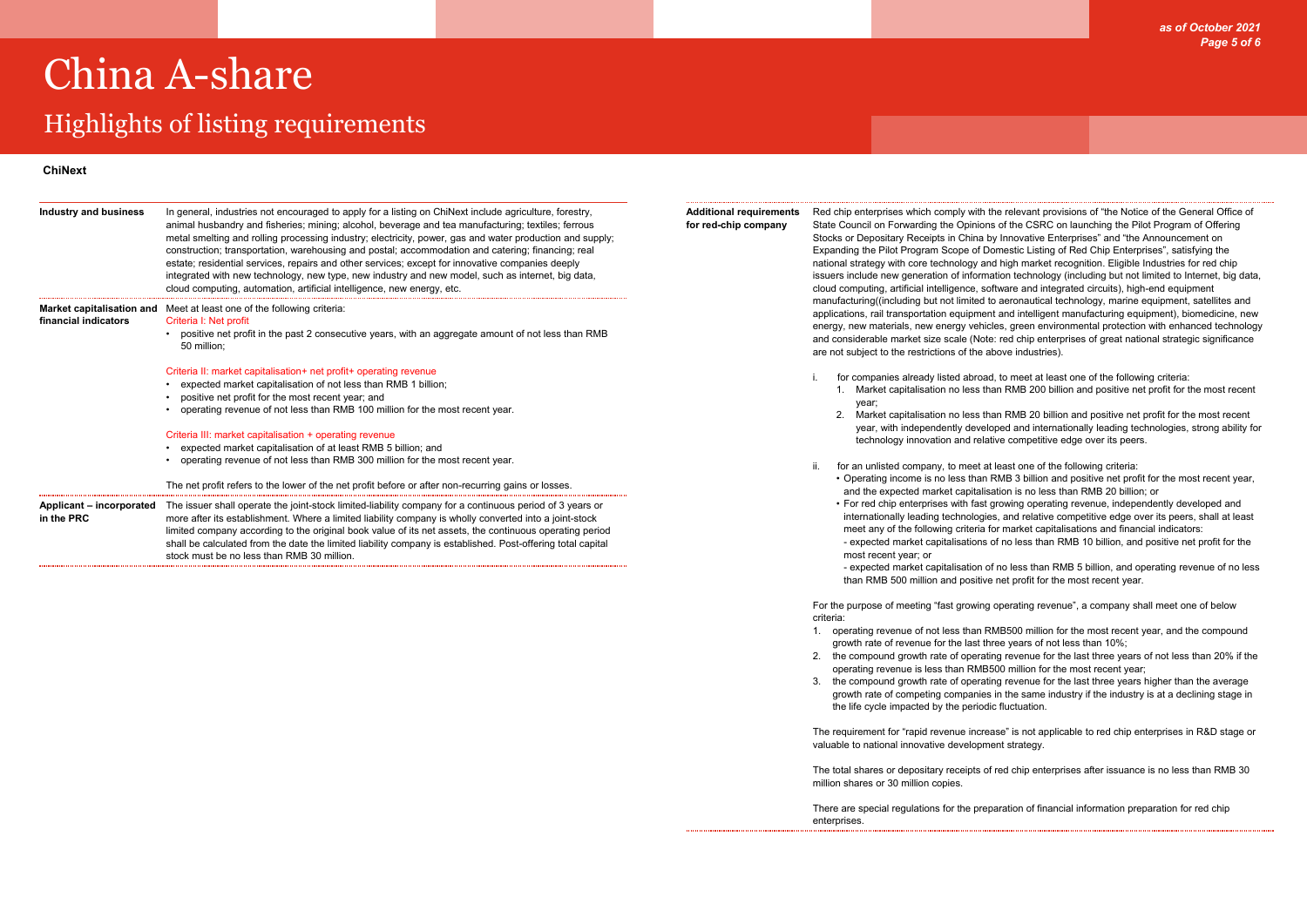# China A-share

## Highlights of listing requirements

### ChiNext

**Industry and business**

In general, industries not encouraged to apply for a listing on ChiNext include agriculture, forestry, animal husbandry and fisheries; mining; alcohol, beverage and tea manufacturing; textiles; ferrous metal smelting and rolling processing industry; electricity, power, gas and water production and supply; construction; transportation, warehousing and postal; accommodation and catering; financing; real estate; residential services, repairs and other services; except for innovative companies deeply integrated with new technology, new type, new industry and new model, such as internet, big data, cloud computing, automation, artificial intelligence, new energy, etc.

**Market capitalisation and financial indicators**

Meet at least one of the following criteria:

Criteria I: Net profit

- positive net profit in the past 2 consecutive years, with an aggregate amount of not less than RMB 50 million;

Criteria II: market capitalisation+ net profit+ operating revenue

- expected market capitalisation of not less than RMB 1 billion;
- positive net profit for the most recent year; and
- operating revenue of not less than RMB 100 million for the most recent year.

Criteria III: market capitalisation + operating revenue

- expected market capitalisation of at least RMB 5 billion; and
- operating revenue of not less than RMB 300 million for the most recent year.

The net profit refers to the lower of the net profit before or after non-recurring gains or losses.

**Applicant – incorporated in the PRC**

The issuer shall operate the joint-stock limited-liability company for a continuous period of 3 years or more after its establishment. Where a limited liability company is wholly converted into a joint-stock limited company according to the original book value of its net assets, the continuous operating period shall be calculated from the date the limited liability company is established. Post-offering total capital stock must be no less than RMB 30 million.

**Additional requirements for red-chip company**

Red chip enterprises which comply with the relevant provisions of "the Notice of the General Office of State Council on Forwarding the Opinions of the CSRC on launching the Pilot Program of Offering Stocks or Depositary Receipts in China by Innovative Enterprises" and "the Announcement on Expanding the Pilot Program Scope of Domestic Listing of Red Chip Enterprises", satisfying the national strategy with core technology and high market recognition. Eligible Industries for red chip issuers include new generation of information technology (including but not limited to Internet, big data, cloud computing, artificial intelligence, software and integrated circuits), high-end equipment manufacturing((including but not limited to aeronautical technology, marine equipment, satellites and applications, rail transportation equipment and intelligent manufacturing equipment), biomedicine, new energy, new energy vehicles, green environmental protection with enhanced technology and considerable market size scale (Note: red chip enterprises of great national strategic significance are not subject to the restrictions of the above industries).

i. for companies already listed abroad, to meet at least one of the following criteria:
   1. Market capitalisation no less than RMB 200 billion and positive net profit for the most recent year;
   2. Market capitalisation no less than RMB 20 billion and positive net profit for the most recent year, with independently developed and internationally leading technologies, strong ability for technology innovation and relative competitive edge over its peers.

ii. for an unlisted company, to meet at least one of the following criteria:
   - Operating income is no less than RMB 3 billion and positive net profit for the most recent year, and the expected market capitalisation is no less than RMB 20 billion; or
   - For red chip enterprises with fast growing operating revenue, independently developed and internationally leading technologies, and relative competitive edge over its peers, shall at least meet any of the following criteria for market capitalisations and financial indicators:
     - expected market capitalisations of no less than RMB 10 billion, and positive net profit for the most recent year; or
     - expected market capitalisation of no less than RMB 5 billion, and operating revenue of no less than RMB 500 million and positive net profit for the most recent year.

For the purpose of meeting "fast growing operating revenue", a company shall meet one of below criteria:

1. operating revenue of not less than RMB500 million for the most recent year, and the compound growth rate of revenue for the last three years of not less than 10%;
2. the compound growth rate of operating revenue for the last three years of not less than 20% if the operating revenue is less than RMB500 million for the most recent year;
3. the compound growth rate of operating revenue for the last three years higher than the average growth rate of competing companies in the same industry if the industry is at a declining stage in the life cycle impacted by the periodic fluctuation.

The requirement for "rapid revenue increase" is not applicable to red chip enterprises in R&D stage or valuable to national innovative development strategy.

The total shares or depositary receipts of red chip enterprises after issuance is no less than RMB 30 million shares or 30 million copies.

There are special regulations for the preparation of financial information preparation for red chip enterprises.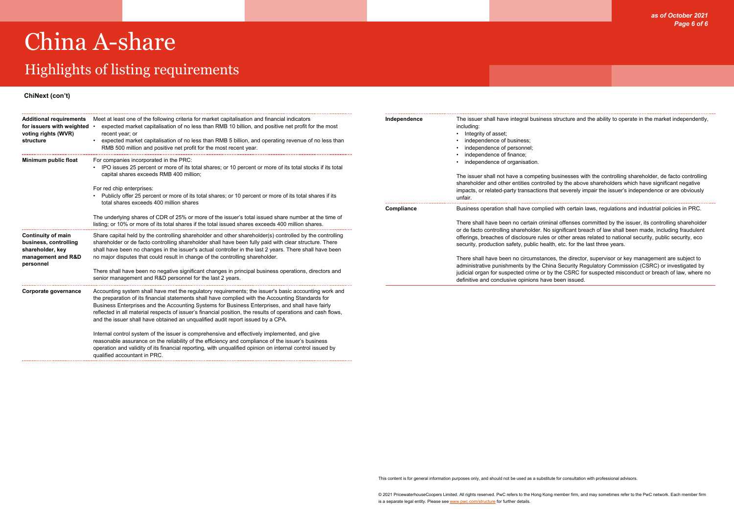# China A-share

## Highlights of listing requirements

**ChiNext (con't)**

| | |
|---|---|
| **Additional requirements for issuers with weighted voting rights (WVR) structure** | Meet at least one of the following criteria for market capitalisation and financial indicators<br>• expected market capitalisation of no less than RMB 10 billion, and positive net profit for the most recent year; or<br>• expected market capitalisation of no less than RMB 5 billion, and operating revenue of no less than RMB 500 million and positive net profit for the most recent year. |
| **Minimum public float** | For companies incorporated in the PRC:<br>• IPO issues 25 percent or more of its total shares; or 10 percent or more of its total stocks if its total capital shares exceeds RMB 400 million;<br><br>For red chip enterprises:<br>• Publicly offer 25 percent or more of its total shares; or 10 percent or more of its total shares if its total shares exceeds 400 million shares<br><br>The underlying shares of CDR of 25% or more of the issuer's total issued share number at the time of listing; or 10% or more of its total shares if the total issued shares exceeds 400 million shares. |
| **Continuity of main business, controlling shareholder, key management and R&D personnel** | Share capital held by the controlling shareholder and other shareholder(s) controlled by the controlling shareholder or de facto controlling shareholder shall have been fully paid with clear structure. There shall have been no changes in the issuer's actual controller in the last 2 years. There shall have been no major disputes that could result in change of the controlling shareholder.<br><br>There shall have been no negative significant changes in principal business operations, directors and senior management and R&D personnel for the last 2 years. |
| **Corporate governance** | Accounting system shall have met the regulatory requirements; the issuer's basic accounting work and the preparation of its financial statements shall have complied with the Accounting Standards for Business Enterprises and the Accounting Systems for Business Enterprises, and shall have fairly reflected in all material respects of issuer's financial position, the results of operations and cash flows, and the issuer shall have obtained an unqualified audit report issued by a CPA.<br><br>Internal control system of the issuer is comprehensive and effectively implemented, and give reasonable assurance on the reliability of the efficiency and compliance of the issuer's business operation and validity of its financial reporting, with unqualified opinion on internal control issued by qualified accountant in PRC. |
| **Independence** | The issuer shall have integral business structure and the ability to operate in the market independently, including:<br>• Integrity of asset;<br>• independence of business;<br>• independence of personnel;<br>• independence of finance;<br>• independence of organisation.<br><br>The issuer shall not have a competing businesses with the controlling shareholder, de facto controlling shareholder and other entities controlled by the above shareholders which have significant negative impacts, or related-party transactions that severely impair the issuer's independence or are obviously unfair. |
| **Compliance** | Business operation shall have complied with certain laws, regulations and industrial policies in PRC.<br><br>There shall have been no certain criminal offenses committed by the issuer, its controlling shareholder or de facto controlling shareholder. No significant breach of law shall been made, including fraudulent offerings, breaches of disclosure rules or other areas related to national security, public security, eco security, production safety, public health, etc. for the last three years.<br><br>There shall have been no circumstances, the director, supervisor or key management are subject to administrative punishments by the China Security Regulatory Commission (CSRC) or investigated by judicial organ for suspected crime or by the CSRC for suspected misconduct or breach of law, where no definitive and conclusive opinions have been issued. |

This content is for general information purposes only, and should not be used as a substitute for consultation with professional advisors.

© 2021 PricewaterhouseCoopers Limited. All rights reserved. PwC refers to the Hong Kong member firm, and may sometimes refer to the PwC network. Each member firm is a separate legal entity. Please see www.pwc.com/structure for further details.